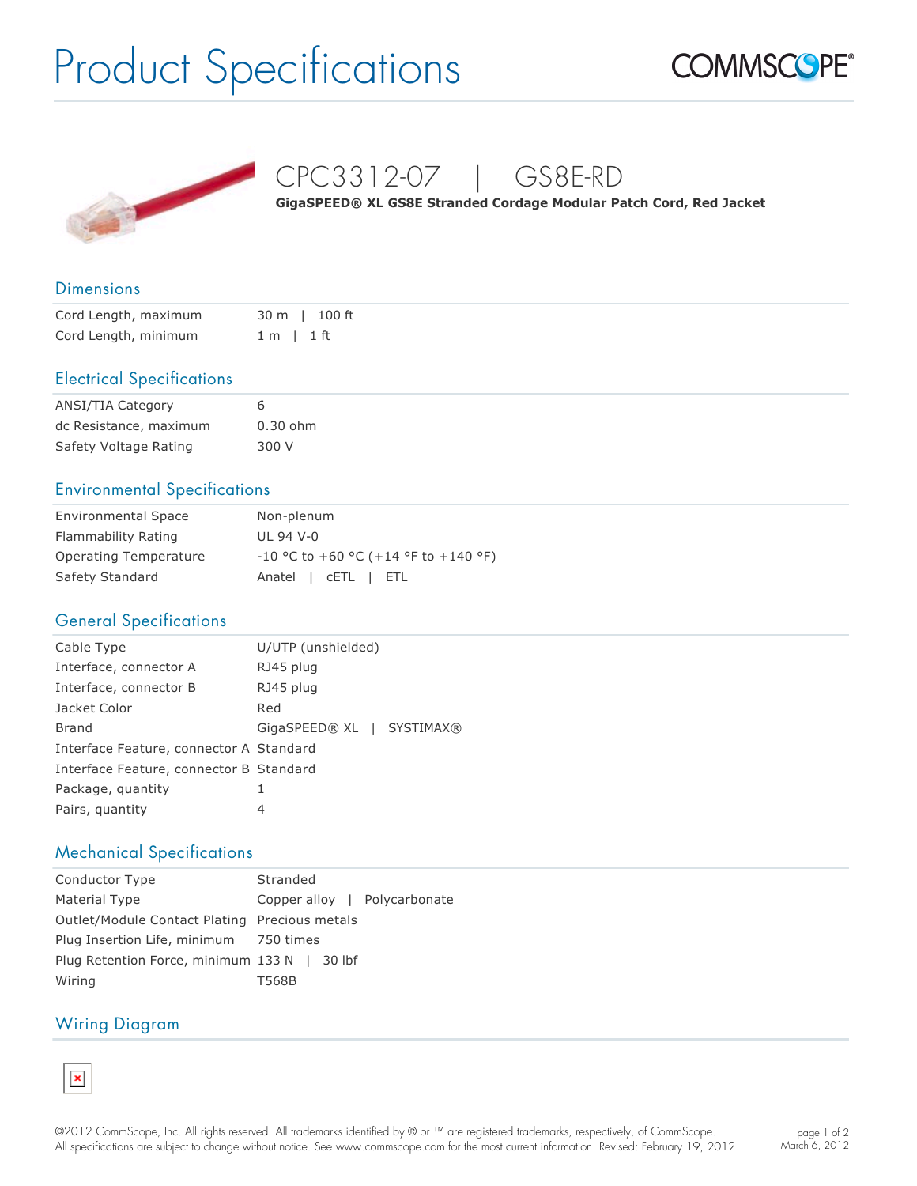# Product Specifications

## CPC3312-07 | GS8E-RD

**GigaSPEED® XL GS8E Stranded Cordage Modular Patch Cord, Red Jacket**

### Dimensions

| | |
|---|---|
| Cord Length, maximum | 30 m \| 100 ft |
| Cord Length, minimum | 1 m \| 1 ft |

### Electrical Specifications

| | |
|---|---|
| ANSI/TIA Category | 6 |
| dc Resistance, maximum | 0.30 ohm |
| Safety Voltage Rating | 300 V |

### Environmental Specifications

| | |
|---|---|
| Environmental Space | Non-plenum |
| Flammability Rating | UL 94 V-0 |
| Operating Temperature | -10 °C to +60 °C (+14 °F to +140 °F) |
| Safety Standard | Anatel \| cETL \| ETL |

### General Specifications

| | |
|---|---|
| Cable Type | U/UTP (unshielded) |
| Interface, connector A | RJ45 plug |
| Interface, connector B | RJ45 plug |
| Jacket Color | Red |
| Brand | GigaSPEED® XL \| SYSTIMAX® |
| Interface Feature, connector A | Standard |
| Interface Feature, connector B | Standard |
| Package, quantity | 1 |
| Pairs, quantity | 4 |

### Mechanical Specifications

| | |
|---|---|
| Conductor Type | Stranded |
| Material Type | Copper alloy \| Polycarbonate |
| Outlet/Module Contact Plating | Precious metals |
| Plug Insertion Life, minimum | 750 times |
| Plug Retention Force, minimum | 133 N \| 30 lbf |
| Wiring | T568B |

### Wiring Diagram

©2012 CommScope, Inc. All rights reserved. All trademarks identified by ® or ™ are registered trademarks, respectively, of CommScope. All specifications are subject to change without notice. See www.commscope.com for the most current information. Revised: February 19, 2012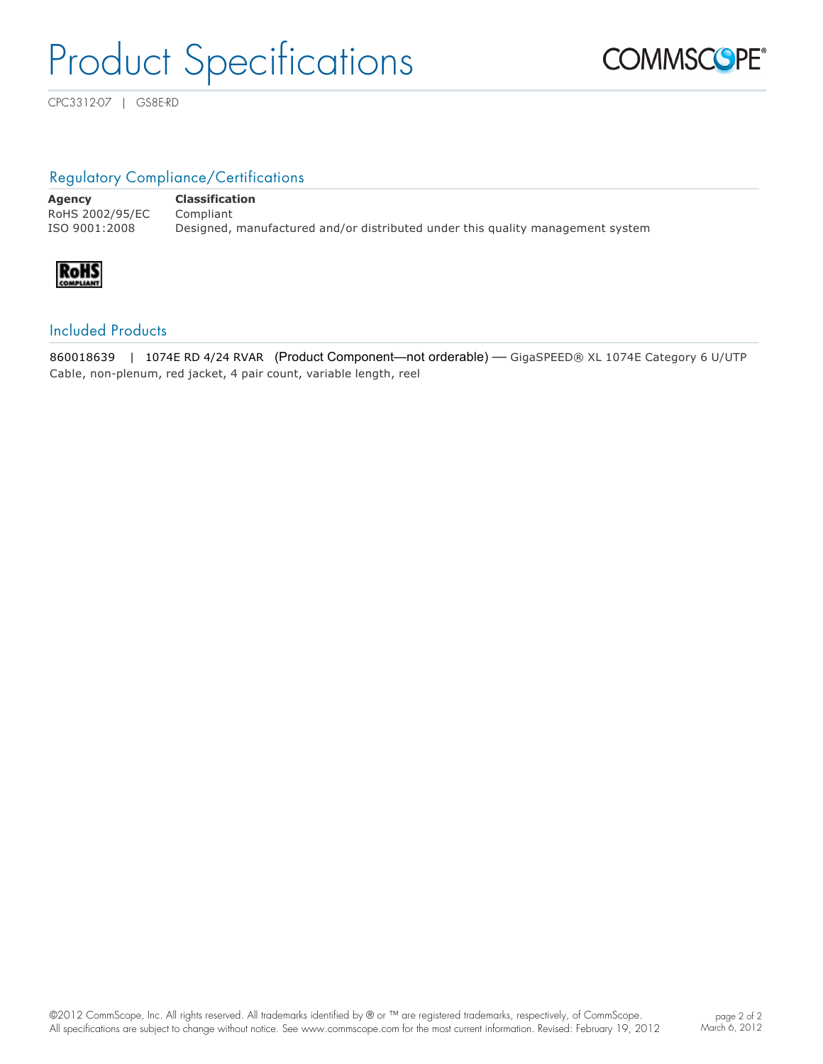# Product Specifications

CPC3312-07 | GS8E-RD

## Regulatory Compliance/Certifications

| Agency | Classification |
|---|---|
| RoHS 2002/95/EC | Compliant |
| ISO 9001:2008 | Designed, manufactured and/or distributed under this quality management system |

## Included Products

860018639 | 1074E RD 4/24 RVAR (Product Component—not orderable) — GigaSPEED® XL 1074E Category 6 U/UTP Cable, non-plenum, red jacket, 4 pair count, variable length, reel

©2012 CommScope, Inc. All rights reserved. All trademarks identified by ® or ™ are registered trademarks, respectively, of CommScope. All specifications are subject to change without notice. See www.commscope.com for the most current information. Revised: February 19, 2012

March 6, 2012